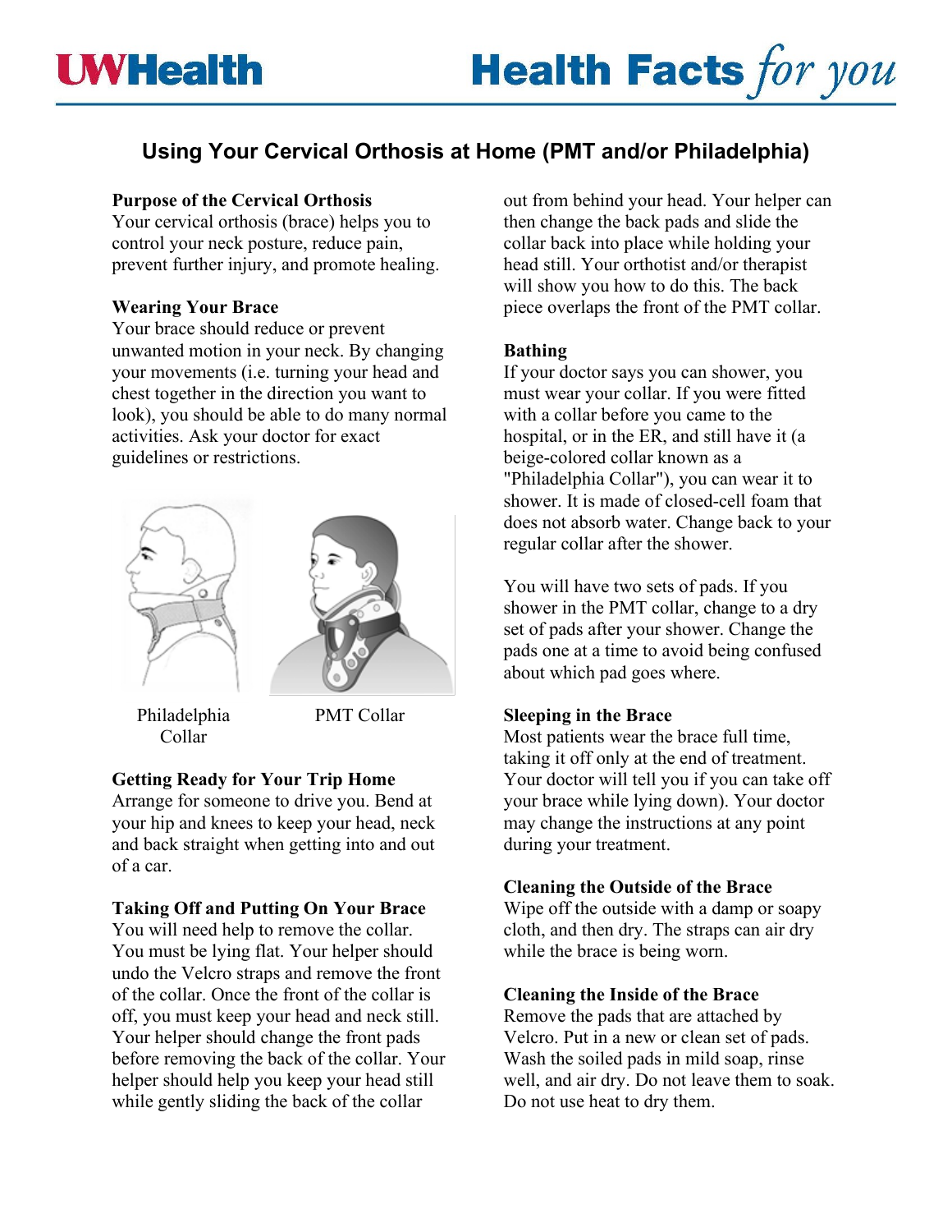# Using Your Cervical Orthosis at Home (PMT and/or Philadelphia)

**Purpose of the Cervical Orthosis**
Your cervical orthosis (brace) helps you to control your neck posture, reduce pain, prevent further injury, and promote healing.

**Wearing Your Brace**
Your brace should reduce or prevent unwanted motion in your neck. By changing your movements (i.e. turning your head and chest together in the direction you want to look), you should be able to do many normal activities. Ask your doctor for exact guidelines or restrictions.

Philadelphia Collar

PMT Collar

**Getting Ready for Your Trip Home**
Arrange for someone to drive you. Bend at your hip and knees to keep your head, neck and back straight when getting into and out of a car.

**Taking Off and Putting On Your Brace**
You will need help to remove the collar. You must be lying flat. Your helper should undo the Velcro straps and remove the front of the collar. Once the front of the collar is off, you must keep your head and neck still. Your helper should change the front pads before removing the back of the collar. Your helper should help you keep your head still while gently sliding the back of the collar out from behind your head. Your helper can then change the back pads and slide the collar back into place while holding your head still. Your orthotist and/or therapist will show you how to do this. The back piece overlaps the front of the PMT collar.

**Bathing**
If your doctor says you can shower, you must wear your collar. If you were fitted with a collar before you came to the hospital, or in the ER, and still have it (a beige-colored collar known as a "Philadelphia Collar"), you can wear it to shower. It is made of closed-cell foam that does not absorb water. Change back to your regular collar after the shower.

You will have two sets of pads. If you shower in the PMT collar, change to a dry set of pads after your shower. Change the pads one at a time to avoid being confused about which pad goes where.

**Sleeping in the Brace**
Most patients wear the brace full time, taking it off only at the end of treatment. Your doctor will tell you if you can take off your brace while lying down). Your doctor may change the instructions at any point during your treatment.

**Cleaning the Outside of the Brace**
Wipe off the outside with a damp or soapy cloth, and then dry. The straps can air dry while the brace is being worn.

**Cleaning the Inside of the Brace**
Remove the pads that are attached by Velcro. Put in a new or clean set of pads. Wash the soiled pads in mild soap, rinse well, and air dry. Do not leave them to soak. Do not use heat to dry them.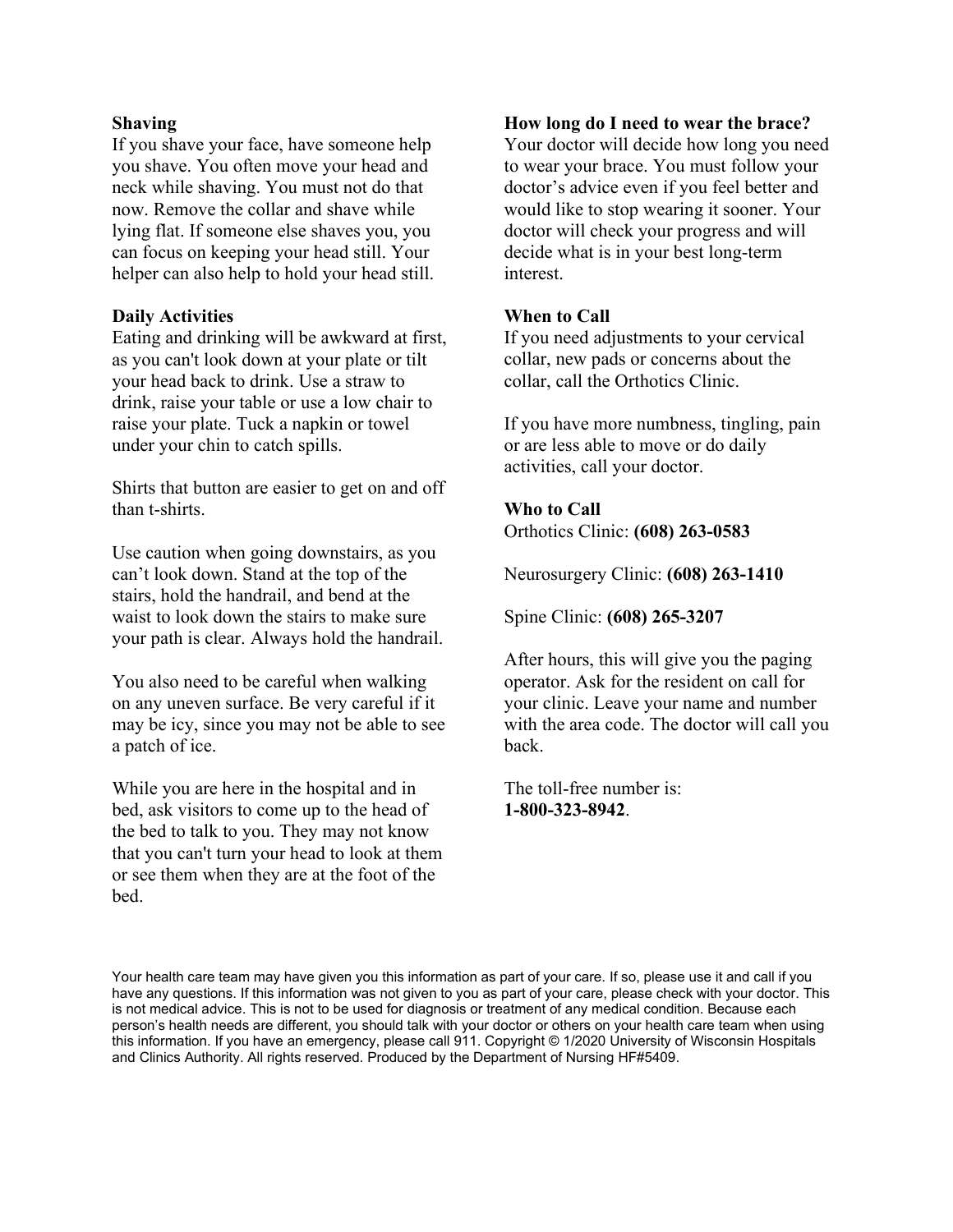**Shaving**
If you shave your face, have someone help you shave. You often move your head and neck while shaving. You must not do that now. Remove the collar and shave while lying flat. If someone else shaves you, you can focus on keeping your head still. Your helper can also help to hold your head still.

**Daily Activities**
Eating and drinking will be awkward at first, as you can't look down at your plate or tilt your head back to drink. Use a straw to drink, raise your table or use a low chair to raise your plate. Tuck a napkin or towel under your chin to catch spills.

Shirts that button are easier to get on and off than t-shirts.

Use caution when going downstairs, as you can't look down. Stand at the top of the stairs, hold the handrail, and bend at the waist to look down the stairs to make sure your path is clear. Always hold the handrail.

You also need to be careful when walking on any uneven surface. Be very careful if it may be icy, since you may not be able to see a patch of ice.

While you are here in the hospital and in bed, ask visitors to come up to the head of the bed to talk to you. They may not know that you can't turn your head to look at them or see them when they are at the foot of the bed.

**How long do I need to wear the brace?**
Your doctor will decide how long you need to wear your brace. You must follow your doctor's advice even if you feel better and would like to stop wearing it sooner. Your doctor will check your progress and will decide what is in your best long-term interest.

**When to Call**
If you need adjustments to your cervical collar, new pads or concerns about the collar, call the Orthotics Clinic.

If you have more numbness, tingling, pain or are less able to move or do daily activities, call your doctor.

**Who to Call**
Orthotics Clinic: **(608) 263-0583**

Neurosurgery Clinic: **(608) 263-1410**

Spine Clinic: **(608) 265-3207**

After hours, this will give you the paging operator. Ask for the resident on call for your clinic. Leave your name and number with the area code. The doctor will call you back.

The toll-free number is:
**1-800-323-8942**.

Your health care team may have given you this information as part of your care. If so, please use it and call if you have any questions. If this information was not given to you as part of your care, please check with your doctor. This is not medical advice. This is not to be used for diagnosis or treatment of any medical condition. Because each person's health needs are different, you should talk with your doctor or others on your health care team when using this information. If you have an emergency, please call 911. Copyright © 1/2020 University of Wisconsin Hospitals and Clinics Authority. All rights reserved. Produced by the Department of Nursing HF#5409.